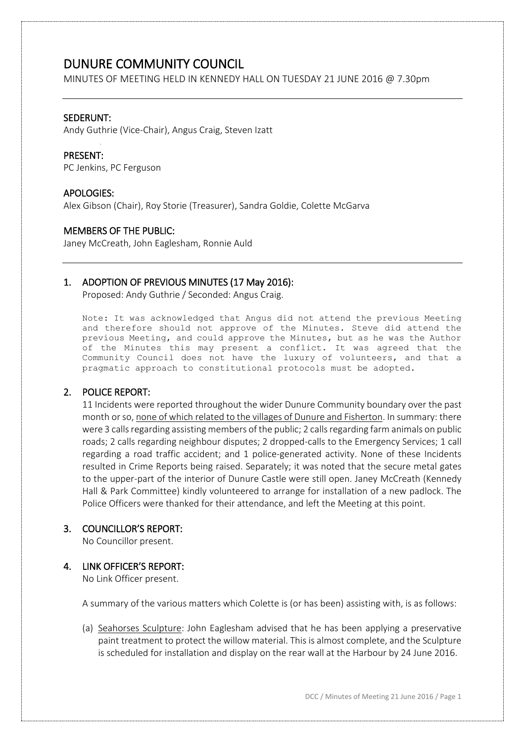# DUNURE COMMUNITY COUNCIL

MINUTES OF MEETING HELD IN KENNEDY HALL ON TUESDAY 21 JUNE 2016 @ 7.30pm

## SEDERUNT:

Andy Guthrie (Vice-Chair), Angus Craig, Steven Izatt

## PRESENT:

PC Jenkins, PC Ferguson

## APOLOGIES:

Alex Gibson (Chair), Roy Storie (Treasurer), Sandra Goldie, Colette McGarva

## MEMBERS OF THE PUBLIC:

Janey McCreath, John Eaglesham, Ronnie Auld

## 1. ADOPTION OF PREVIOUS MINUTES (17 May 2016):

Proposed: Andy Guthrie / Seconded: Angus Craig.

Note: It was acknowledged that Angus did not attend the previous Meeting and therefore should not approve of the Minutes. Steve did attend the previous Meeting, and could approve the Minutes, but as he was the Author of the Minutes this may present a conflict. It was agreed that the Community Council does not have the luxury of volunteers, and that a pragmatic approach to constitutional protocols must be adopted.

## 2. POLICE REPORT:

11 Incidents were reported throughout the wider Dunure Community boundary over the past month or so, <u>none of which related to the villages of Dunure and Fisherton</u>. In summary: there were 3 calls regarding assisting members of the public; 2 calls regarding farm animals on public roads; 2 calls regarding neighbour disputes; 2 dropped-calls to the Emergency Services; 1 call regarding a road traffic accident; and 1 police-generated activity. None of these Incidents resulted in Crime Reports being raised. Separately; it was noted that the secure metal gates to the upper-part of the interior of Dunure Castle were still open. Janey McCreath (Kennedy Hall & Park Committee) kindly volunteered to arrange for installation of a new padlock. The Police Officers were thanked for their attendance, and left the Meeting at this point.

## 3. COUNCILLOR'S REPORT:

No Councillor present.

## 4. LINK OFFICER'S REPORT:

No Link Officer present.

A summary of the various matters which Colette is (or has been) assisting with, is as follows:

(a) <u>Seahorses Sculpture</u>: John Eaglesham advised that he has been applying a preservative paint treatment to protect the willow material. This is almost complete, and the Sculpture is scheduled for installation and display on the rear wall at the Harbour by 24 June 2016.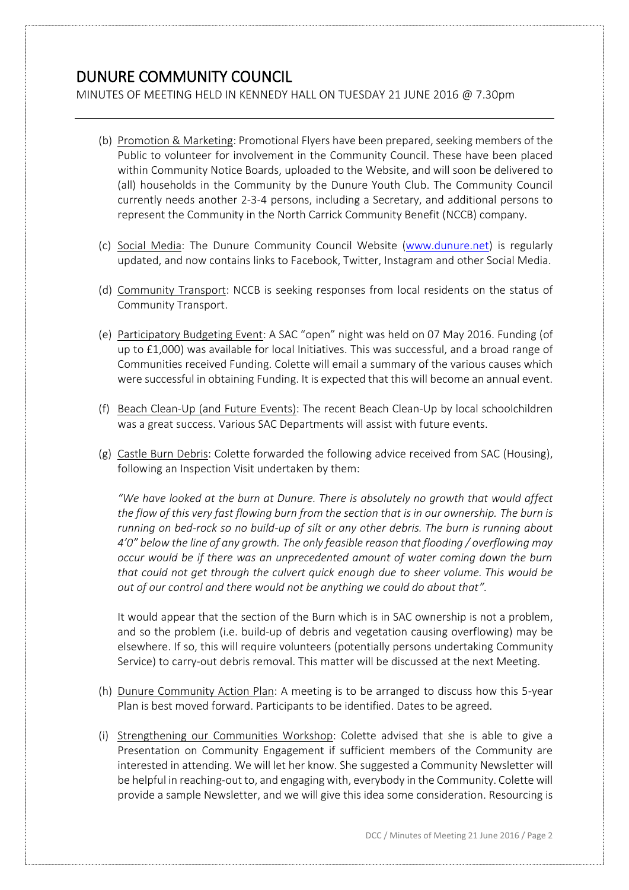# DUNURE COMMUNITY COUNCIL

MINUTES OF MEETING HELD IN KENNEDY HALL ON TUESDAY 21 JUNE 2016 @ 7.30pm

(b) Promotion & Marketing: Promotional Flyers have been prepared, seeking members of the Public to volunteer for involvement in the Community Council. These have been placed within Community Notice Boards, uploaded to the Website, and will soon be delivered to (all) households in the Community by the Dunure Youth Club. The Community Council currently needs another 2-3-4 persons, including a Secretary, and additional persons to represent the Community in the North Carrick Community Benefit (NCCB) company.

(c) Social Media: The Dunure Community Council Website (www.dunure.net) is regularly updated, and now contains links to Facebook, Twitter, Instagram and other Social Media.

(d) Community Transport: NCCB is seeking responses from local residents on the status of Community Transport.

(e) Participatory Budgeting Event: A SAC "open" night was held on 07 May 2016. Funding (of up to £1,000) was available for local Initiatives. This was successful, and a broad range of Communities received Funding. Colette will email a summary of the various causes which were successful in obtaining Funding. It is expected that this will become an annual event.

(f) Beach Clean-Up (and Future Events): The recent Beach Clean-Up by local schoolchildren was a great success. Various SAC Departments will assist with future events.

(g) Castle Burn Debris: Colette forwarded the following advice received from SAC (Housing), following an Inspection Visit undertaken by them:

*"We have looked at the burn at Dunure. There is absolutely no growth that would affect the flow of this very fast flowing burn from the section that is in our ownership. The burn is running on bed-rock so no build-up of silt or any other debris. The burn is running about 4'0" below the line of any growth. The only feasible reason that flooding / overflowing may occur would be if there was an unprecedented amount of water coming down the burn that could not get through the culvert quick enough due to sheer volume. This would be out of our control and there would not be anything we could do about that".*

It would appear that the section of the Burn which is in SAC ownership is not a problem, and so the problem (i.e. build-up of debris and vegetation causing overflowing) may be elsewhere. If so, this will require volunteers (potentially persons undertaking Community Service) to carry-out debris removal. This matter will be discussed at the next Meeting.

(h) Dunure Community Action Plan: A meeting is to be arranged to discuss how this 5-year Plan is best moved forward. Participants to be identified. Dates to be agreed.

(i) Strengthening our Communities Workshop: Colette advised that she is able to give a Presentation on Community Engagement if sufficient members of the Community are interested in attending. We will let her know. She suggested a Community Newsletter will be helpful in reaching-out to, and engaging with, everybody in the Community. Colette will provide a sample Newsletter, and we will give this idea some consideration. Resourcing is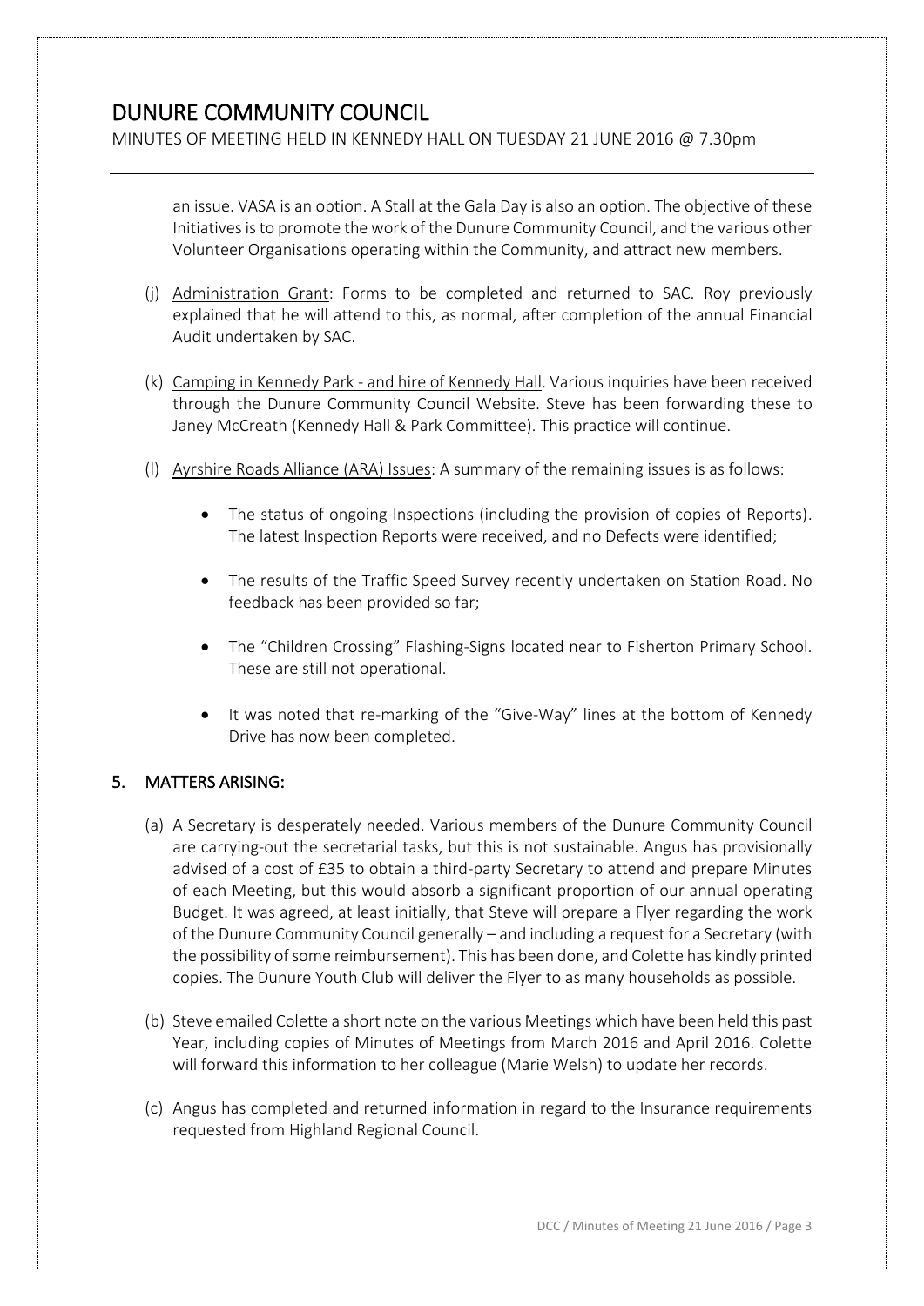an issue. VASA is an option. A Stall at the Gala Day is also an option. The objective of these Initiatives is to promote the work of the Dunure Community Council, and the various other Volunteer Organisations operating within the Community, and attract new members.

(j) <u>Administration Grant</u>: Forms to be completed and returned to SAC. Roy previously explained that he will attend to this, as normal, after completion of the annual Financial Audit undertaken by SAC.

(k) <u>Camping in Kennedy Park - and hire of Kennedy Hall</u>. Various inquiries have been received through the Dunure Community Council Website. Steve has been forwarding these to Janey McCreath (Kennedy Hall & Park Committee). This practice will continue.

(l) <u>Ayrshire Roads Alliance (ARA) Issues</u>: A summary of the remaining issues is as follows:

- The status of ongoing Inspections (including the provision of copies of Reports). The latest Inspection Reports were received, and no Defects were identified;
- The results of the Traffic Speed Survey recently undertaken on Station Road. No feedback has been provided so far;
- The "Children Crossing" Flashing-Signs located near to Fisherton Primary School. These are still not operational.
- It was noted that re-marking of the "Give-Way" lines at the bottom of Kennedy Drive has now been completed.

## 5. MATTERS ARISING:

(a) A Secretary is desperately needed. Various members of the Dunure Community Council are carrying-out the secretarial tasks, but this is not sustainable. Angus has provisionally advised of a cost of £35 to obtain a third-party Secretary to attend and prepare Minutes of each Meeting, but this would absorb a significant proportion of our annual operating Budget. It was agreed, at least initially, that Steve will prepare a Flyer regarding the work of the Dunure Community Council generally – and including a request for a Secretary (with the possibility of some reimbursement). This has been done, and Colette has kindly printed copies. The Dunure Youth Club will deliver the Flyer to as many households as possible.

(b) Steve emailed Colette a short note on the various Meetings which have been held this past Year, including copies of Minutes of Meetings from March 2016 and April 2016. Colette will forward this information to her colleague (Marie Welsh) to update her records.

(c) Angus has completed and returned information in regard to the Insurance requirements requested from Highland Regional Council.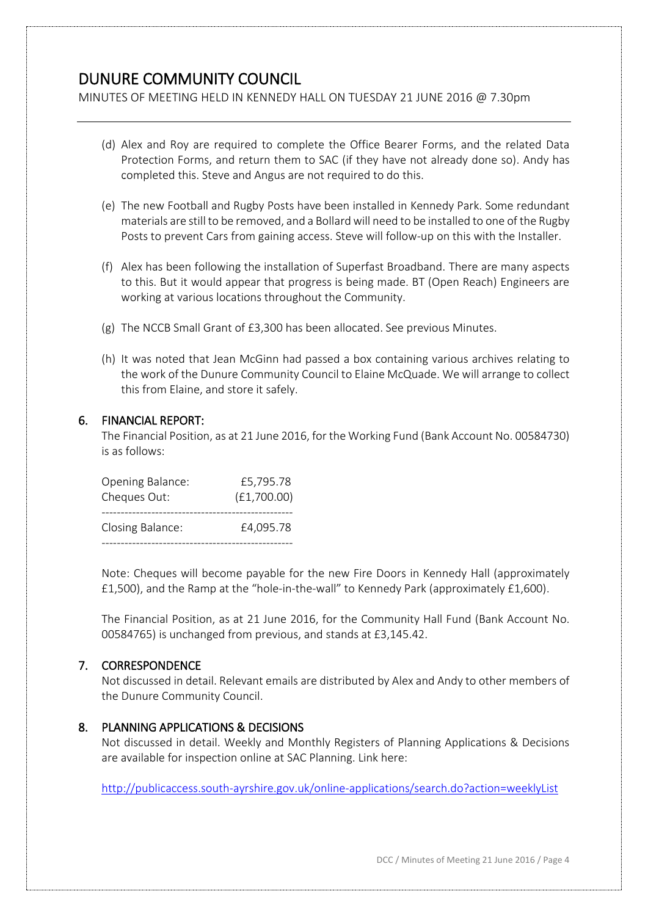# DUNURE COMMUNITY COUNCIL

MINUTES OF MEETING HELD IN KENNEDY HALL ON TUESDAY 21 JUNE 2016 @ 7.30pm

(d) Alex and Roy are required to complete the Office Bearer Forms, and the related Data Protection Forms, and return them to SAC (if they have not already done so). Andy has completed this. Steve and Angus are not required to do this.

(e) The new Football and Rugby Posts have been installed in Kennedy Park. Some redundant materials are still to be removed, and a Bollard will need to be installed to one of the Rugby Posts to prevent Cars from gaining access. Steve will follow-up on this with the Installer.

(f) Alex has been following the installation of Superfast Broadband. There are many aspects to this. But it would appear that progress is being made. BT (Open Reach) Engineers are working at various locations throughout the Community.

(g) The NCCB Small Grant of £3,300 has been allocated. See previous Minutes.

(h) It was noted that Jean McGinn had passed a box containing various archives relating to the work of the Dunure Community Council to Elaine McQuade. We will arrange to collect this from Elaine, and store it safely.

## 6. FINANCIAL REPORT:

The Financial Position, as at 21 June 2016, for the Working Fund (Bank Account No. 00584730) is as follows:

| | |
|---|---|
| Opening Balance: | £5,795.78 |
| Cheques Out: | (£1,700.00) |
| Closing Balance: | £4,095.78 |

Note: Cheques will become payable for the new Fire Doors in Kennedy Hall (approximately £1,500), and the Ramp at the "hole-in-the-wall" to Kennedy Park (approximately £1,600).

The Financial Position, as at 21 June 2016, for the Community Hall Fund (Bank Account No. 00584765) is unchanged from previous, and stands at £3,145.42.

## 7. CORRESPONDENCE

Not discussed in detail. Relevant emails are distributed by Alex and Andy to other members of the Dunure Community Council.

## 8. PLANNING APPLICATIONS & DECISIONS

Not discussed in detail. Weekly and Monthly Registers of Planning Applications & Decisions are available for inspection online at SAC Planning. Link here:

http://publicaccess.south-ayrshire.gov.uk/online-applications/search.do?action=weeklyList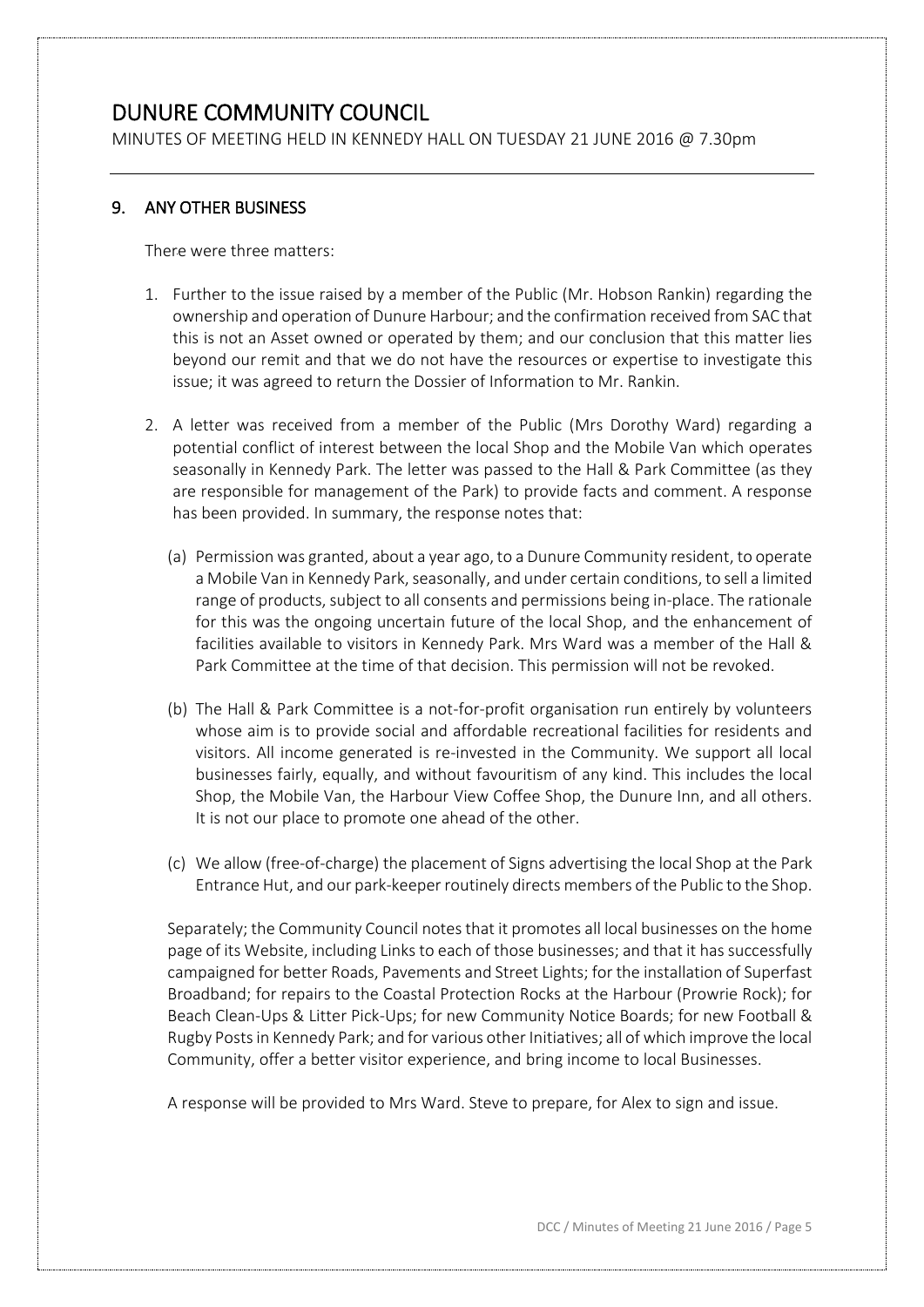# DUNURE COMMUNITY COUNCIL

MINUTES OF MEETING HELD IN KENNEDY HALL ON TUESDAY 21 JUNE 2016 @ 7.30pm

## 9. ANY OTHER BUSINESS

There were three matters:

1. Further to the issue raised by a member of the Public (Mr. Hobson Rankin) regarding the ownership and operation of Dunure Harbour; and the confirmation received from SAC that this is not an Asset owned or operated by them; and our conclusion that this matter lies beyond our remit and that we do not have the resources or expertise to investigate this issue; it was agreed to return the Dossier of Information to Mr. Rankin.

2. A letter was received from a member of the Public (Mrs Dorothy Ward) regarding a potential conflict of interest between the local Shop and the Mobile Van which operates seasonally in Kennedy Park. The letter was passed to the Hall & Park Committee (as they are responsible for management of the Park) to provide facts and comment. A response has been provided. In summary, the response notes that:

   (a) Permission was granted, about a year ago, to a Dunure Community resident, to operate a Mobile Van in Kennedy Park, seasonally, and under certain conditions, to sell a limited range of products, subject to all consents and permissions being in-place. The rationale for this was the ongoing uncertain future of the local Shop, and the enhancement of facilities available to visitors in Kennedy Park. Mrs Ward was a member of the Hall & Park Committee at the time of that decision. This permission will not be revoked.

   (b) The Hall & Park Committee is a not-for-profit organisation run entirely by volunteers whose aim is to provide social and affordable recreational facilities for residents and visitors. All income generated is re-invested in the Community. We support all local businesses fairly, equally, and without favouritism of any kind. This includes the local Shop, the Mobile Van, the Harbour View Coffee Shop, the Dunure Inn, and all others. It is not our place to promote one ahead of the other.

   (c) We allow (free-of-charge) the placement of Signs advertising the local Shop at the Park Entrance Hut, and our park-keeper routinely directs members of the Public to the Shop.

   Separately; the Community Council notes that it promotes all local businesses on the home page of its Website, including Links to each of those businesses; and that it has successfully campaigned for better Roads, Pavements and Street Lights; for the installation of Superfast Broadband; for repairs to the Coastal Protection Rocks at the Harbour (Prowrie Rock); for Beach Clean-Ups & Litter Pick-Ups; for new Community Notice Boards; for new Football & Rugby Posts in Kennedy Park; and for various other Initiatives; all of which improve the local Community, offer a better visitor experience, and bring income to local Businesses.

   A response will be provided to Mrs Ward. Steve to prepare, for Alex to sign and issue.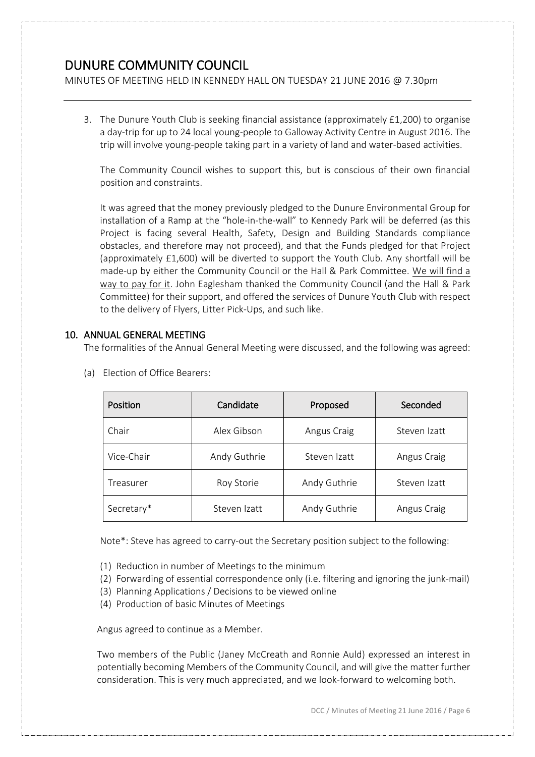# DUNURE COMMUNITY COUNCIL

MINUTES OF MEETING HELD IN KENNEDY HALL ON TUESDAY 21 JUNE 2016 @ 7.30pm

3. The Dunure Youth Club is seeking financial assistance (approximately £1,200) to organise a day-trip for up to 24 local young-people to Galloway Activity Centre in August 2016. The trip will involve young-people taking part in a variety of land and water-based activities.

   The Community Council wishes to support this, but is conscious of their own financial position and constraints.

   It was agreed that the money previously pledged to the Dunure Environmental Group for installation of a Ramp at the "hole-in-the-wall" to Kennedy Park will be deferred (as this Project is facing several Health, Safety, Design and Building Standards compliance obstacles, and therefore may not proceed), and that the Funds pledged for that Project (approximately £1,600) will be diverted to support the Youth Club. Any shortfall will be made-up by either the Community Council or the Hall & Park Committee. <u>We will find a way to pay for it</u>. John Eaglesham thanked the Community Council (and the Hall & Park Committee) for their support, and offered the services of Dunure Youth Club with respect to the delivery of Flyers, Litter Pick-Ups, and such like.

## 10. ANNUAL GENERAL MEETING

The formalities of the Annual General Meeting were discussed, and the following was agreed:

(a) Election of Office Bearers:

| Position | Candidate | Proposed | Seconded |
|---|---|---|---|
| Chair | Alex Gibson | Angus Craig | Steven Izatt |
| Vice-Chair | Andy Guthrie | Steven Izatt | Angus Craig |
| Treasurer | Roy Storie | Andy Guthrie | Steven Izatt |
| Secretary* | Steven Izatt | Andy Guthrie | Angus Craig |

Note*: Steve has agreed to carry-out the Secretary position subject to the following:

(1) Reduction in number of Meetings to the minimum
(2) Forwarding of essential correspondence only (i.e. filtering and ignoring the junk-mail)
(3) Planning Applications / Decisions to be viewed online
(4) Production of basic Minutes of Meetings

Angus agreed to continue as a Member.

Two members of the Public (Janey McCreath and Ronnie Auld) expressed an interest in potentially becoming Members of the Community Council, and will give the matter further consideration. This is very much appreciated, and we look-forward to welcoming both.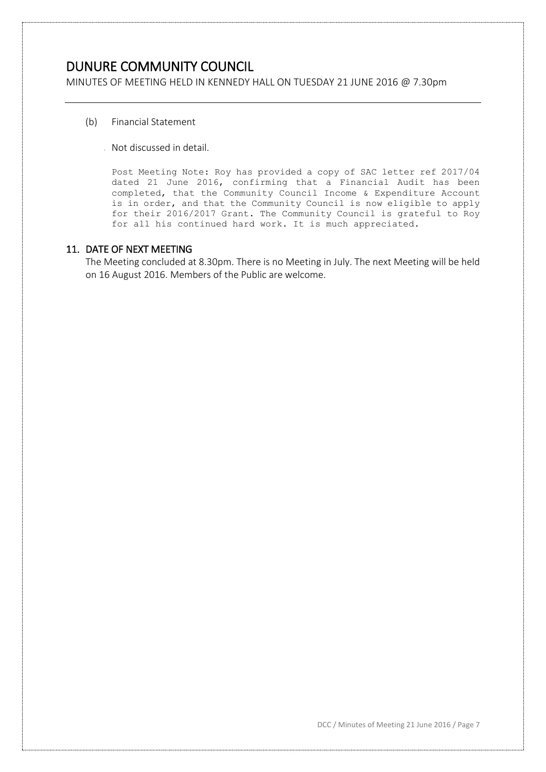(b) Financial Statement

- Not discussed in detail.

```
Post Meeting Note: Roy has provided a copy of SAC letter ref 2017/04
dated 21 June 2016, confirming that a Financial Audit has been
completed, that the Community Council Income & Expenditure Account
is in order, and that the Community Council is now eligible to apply
for their 2016/2017 Grant. The Community Council is grateful to Roy
for all his continued hard work. It is much appreciated.
```

## 11. DATE OF NEXT MEETING

The Meeting concluded at 8.30pm. There is no Meeting in July. The next Meeting will be held on 16 August 2016. Members of the Public are welcome.